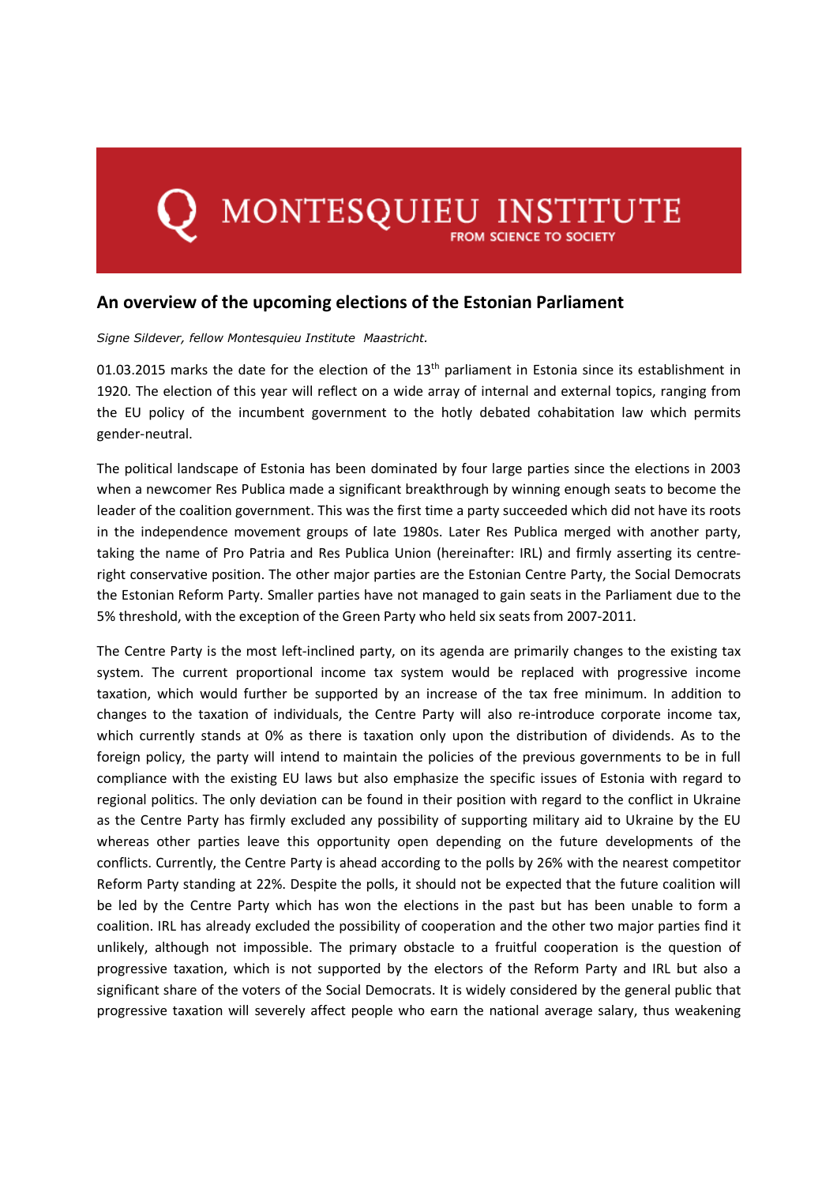MONTESQUIEU INSTITUTE
FROM SCIENCE TO SOCIETY

## An overview of the upcoming elections of the Estonian Parliament

*Signe Sildever, fellow Montesquieu Institute Maastricht.*

01.03.2015 marks the date for the election of the 13th parliament in Estonia since its establishment in 1920. The election of this year will reflect on a wide array of internal and external topics, ranging from the EU policy of the incumbent government to the hotly debated cohabitation law which permits gender-neutral.

The political landscape of Estonia has been dominated by four large parties since the elections in 2003 when a newcomer Res Publica made a significant breakthrough by winning enough seats to become the leader of the coalition government. This was the first time a party succeeded which did not have its roots in the independence movement groups of late 1980s. Later Res Publica merged with another party, taking the name of Pro Patria and Res Publica Union (hereinafter: IRL) and firmly asserting its centre-right conservative position. The other major parties are the Estonian Centre Party, the Social Democrats the Estonian Reform Party. Smaller parties have not managed to gain seats in the Parliament due to the 5% threshold, with the exception of the Green Party who held six seats from 2007-2011.

The Centre Party is the most left-inclined party, on its agenda are primarily changes to the existing tax system. The current proportional income tax system would be replaced with progressive income taxation, which would further be supported by an increase of the tax free minimum. In addition to changes to the taxation of individuals, the Centre Party will also re-introduce corporate income tax, which currently stands at 0% as there is taxation only upon the distribution of dividends. As to the foreign policy, the party will intend to maintain the policies of the previous governments to be in full compliance with the existing EU laws but also emphasize the specific issues of Estonia with regard to regional politics. The only deviation can be found in their position with regard to the conflict in Ukraine as the Centre Party has firmly excluded any possibility of supporting military aid to Ukraine by the EU whereas other parties leave this opportunity open depending on the future developments of the conflicts. Currently, the Centre Party is ahead according to the polls by 26% with the nearest competitor Reform Party standing at 22%. Despite the polls, it should not be expected that the future coalition will be led by the Centre Party which has won the elections in the past but has been unable to form a coalition. IRL has already excluded the possibility of cooperation and the other two major parties find it unlikely, although not impossible. The primary obstacle to a fruitful cooperation is the question of progressive taxation, which is not supported by the electors of the Reform Party and IRL but also a significant share of the voters of the Social Democrats. It is widely considered by the general public that progressive taxation will severely affect people who earn the national average salary, thus weakening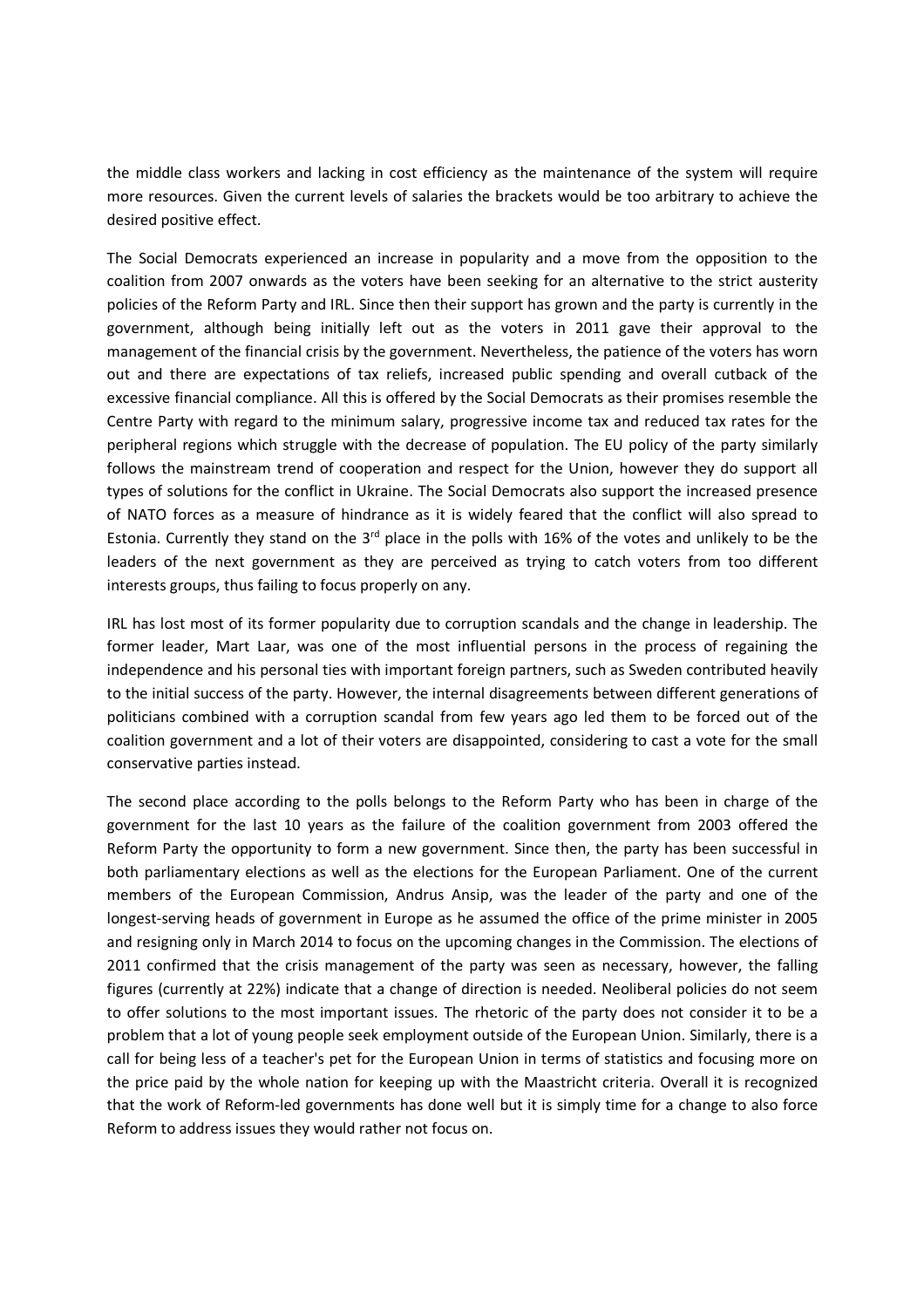the middle class workers and lacking in cost efficiency as the maintenance of the system will require more resources. Given the current levels of salaries the brackets would be too arbitrary to achieve the desired positive effect.

The Social Democrats experienced an increase in popularity and a move from the opposition to the coalition from 2007 onwards as the voters have been seeking for an alternative to the strict austerity policies of the Reform Party and IRL. Since then their support has grown and the party is currently in the government, although being initially left out as the voters in 2011 gave their approval to the management of the financial crisis by the government. Nevertheless, the patience of the voters has worn out and there are expectations of tax reliefs, increased public spending and overall cutback of the excessive financial compliance. All this is offered by the Social Democrats as their promises resemble the Centre Party with regard to the minimum salary, progressive income tax and reduced tax rates for the peripheral regions which struggle with the decrease of population. The EU policy of the party similarly follows the mainstream trend of cooperation and respect for the Union, however they do support all types of solutions for the conflict in Ukraine. The Social Democrats also support the increased presence of NATO forces as a measure of hindrance as it is widely feared that the conflict will also spread to Estonia. Currently they stand on the 3rd place in the polls with 16% of the votes and unlikely to be the leaders of the next government as they are perceived as trying to catch voters from too different interests groups, thus failing to focus properly on any.

IRL has lost most of its former popularity due to corruption scandals and the change in leadership. The former leader, Mart Laar, was one of the most influential persons in the process of regaining the independence and his personal ties with important foreign partners, such as Sweden contributed heavily to the initial success of the party. However, the internal disagreements between different generations of politicians combined with a corruption scandal from few years ago led them to be forced out of the coalition government and a lot of their voters are disappointed, considering to cast a vote for the small conservative parties instead.

The second place according to the polls belongs to the Reform Party who has been in charge of the government for the last 10 years as the failure of the coalition government from 2003 offered the Reform Party the opportunity to form a new government. Since then, the party has been successful in both parliamentary elections as well as the elections for the European Parliament. One of the current members of the European Commission, Andrus Ansip, was the leader of the party and one of the longest-serving heads of government in Europe as he assumed the office of the prime minister in 2005 and resigning only in March 2014 to focus on the upcoming changes in the Commission. The elections of 2011 confirmed that the crisis management of the party was seen as necessary, however, the falling figures (currently at 22%) indicate that a change of direction is needed. Neoliberal policies do not seem to offer solutions to the most important issues. The rhetoric of the party does not consider it to be a problem that a lot of young people seek employment outside of the European Union. Similarly, there is a call for being less of a teacher's pet for the European Union in terms of statistics and focusing more on the price paid by the whole nation for keeping up with the Maastricht criteria. Overall it is recognized that the work of Reform-led governments has done well but it is simply time for a change to also force Reform to address issues they would rather not focus on.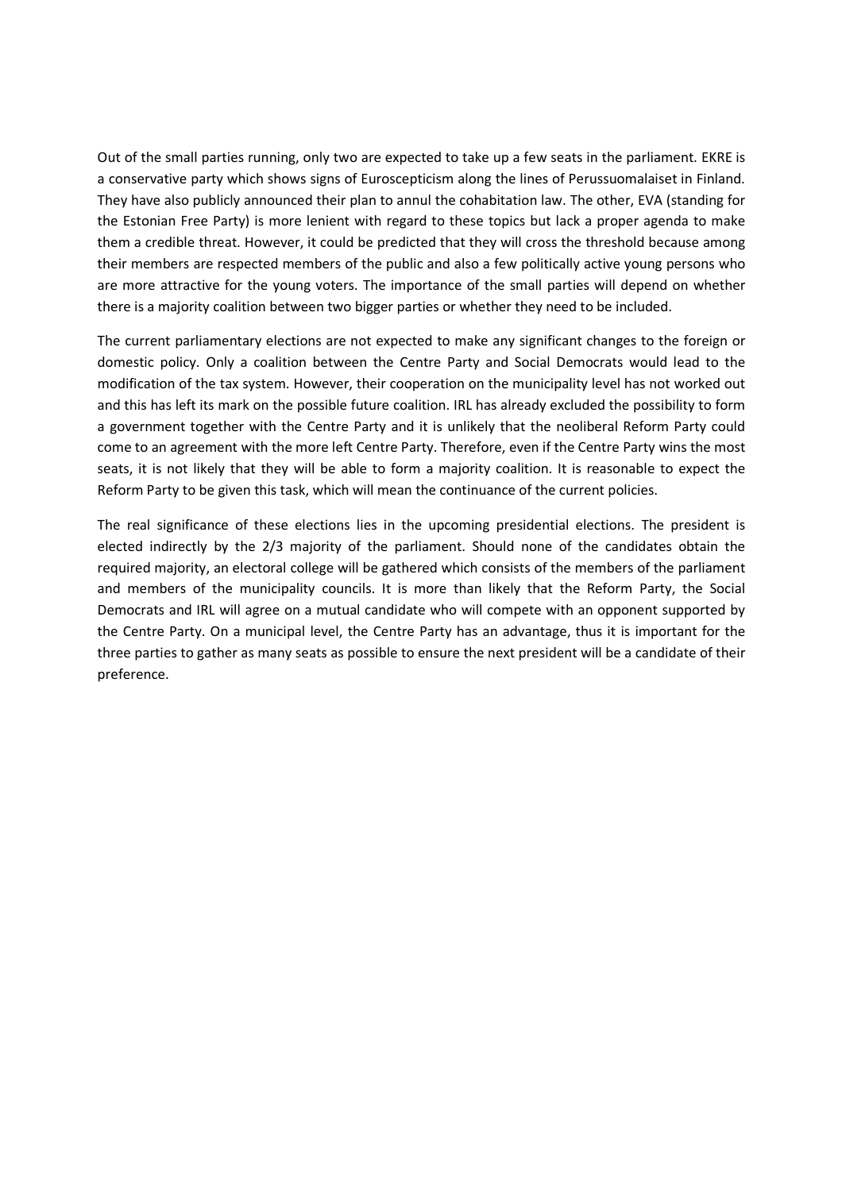Out of the small parties running, only two are expected to take up a few seats in the parliament. EKRE is a conservative party which shows signs of Euroscepticism along the lines of Perussuomalaiset in Finland. They have also publicly announced their plan to annul the cohabitation law. The other, EVA (standing for the Estonian Free Party) is more lenient with regard to these topics but lack a proper agenda to make them a credible threat. However, it could be predicted that they will cross the threshold because among their members are respected members of the public and also a few politically active young persons who are more attractive for the young voters. The importance of the small parties will depend on whether there is a majority coalition between two bigger parties or whether they need to be included.

The current parliamentary elections are not expected to make any significant changes to the foreign or domestic policy. Only a coalition between the Centre Party and Social Democrats would lead to the modification of the tax system. However, their cooperation on the municipality level has not worked out and this has left its mark on the possible future coalition. IRL has already excluded the possibility to form a government together with the Centre Party and it is unlikely that the neoliberal Reform Party could come to an agreement with the more left Centre Party. Therefore, even if the Centre Party wins the most seats, it is not likely that they will be able to form a majority coalition. It is reasonable to expect the Reform Party to be given this task, which will mean the continuance of the current policies.

The real significance of these elections lies in the upcoming presidential elections. The president is elected indirectly by the 2/3 majority of the parliament. Should none of the candidates obtain the required majority, an electoral college will be gathered which consists of the members of the parliament and members of the municipality councils. It is more than likely that the Reform Party, the Social Democrats and IRL will agree on a mutual candidate who will compete with an opponent supported by the Centre Party. On a municipal level, the Centre Party has an advantage, thus it is important for the three parties to gather as many seats as possible to ensure the next president will be a candidate of their preference.